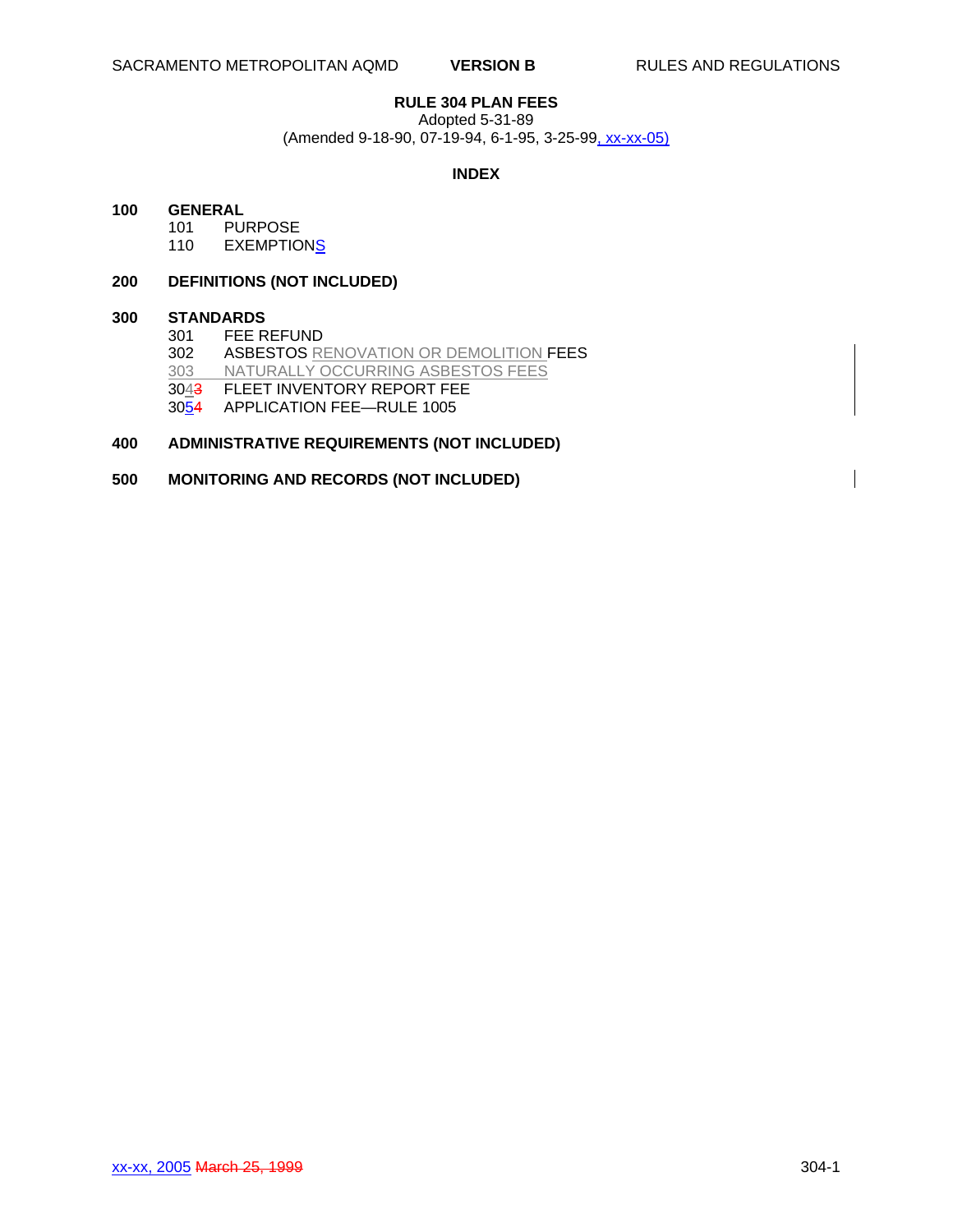# RULE 304 PLAN FEES

Adopted 5-31-89
(Amended 9-18-90, 07-19-94, 6-1-95, 3-25-99, xx-xx-05)

## INDEX

**100 GENERAL**
- 101 PURPOSE
- 110 EXEMPTIONS

**200 DEFINITIONS (NOT INCLUDED)**

**300 STANDARDS**
- 301 FEE REFUND
- 302 ASBESTOS RENOVATION OR DEMOLITION FEES
- 303 NATURALLY OCCURRING ASBESTOS FEES
- 3043 FLEET INVENTORY REPORT FEE
- 3054 APPLICATION FEE—RULE 1005

**400 ADMINISTRATIVE REQUIREMENTS (NOT INCLUDED)**

**500 MONITORING AND RECORDS (NOT INCLUDED)**

xx-xx, 2005 March 25, 1999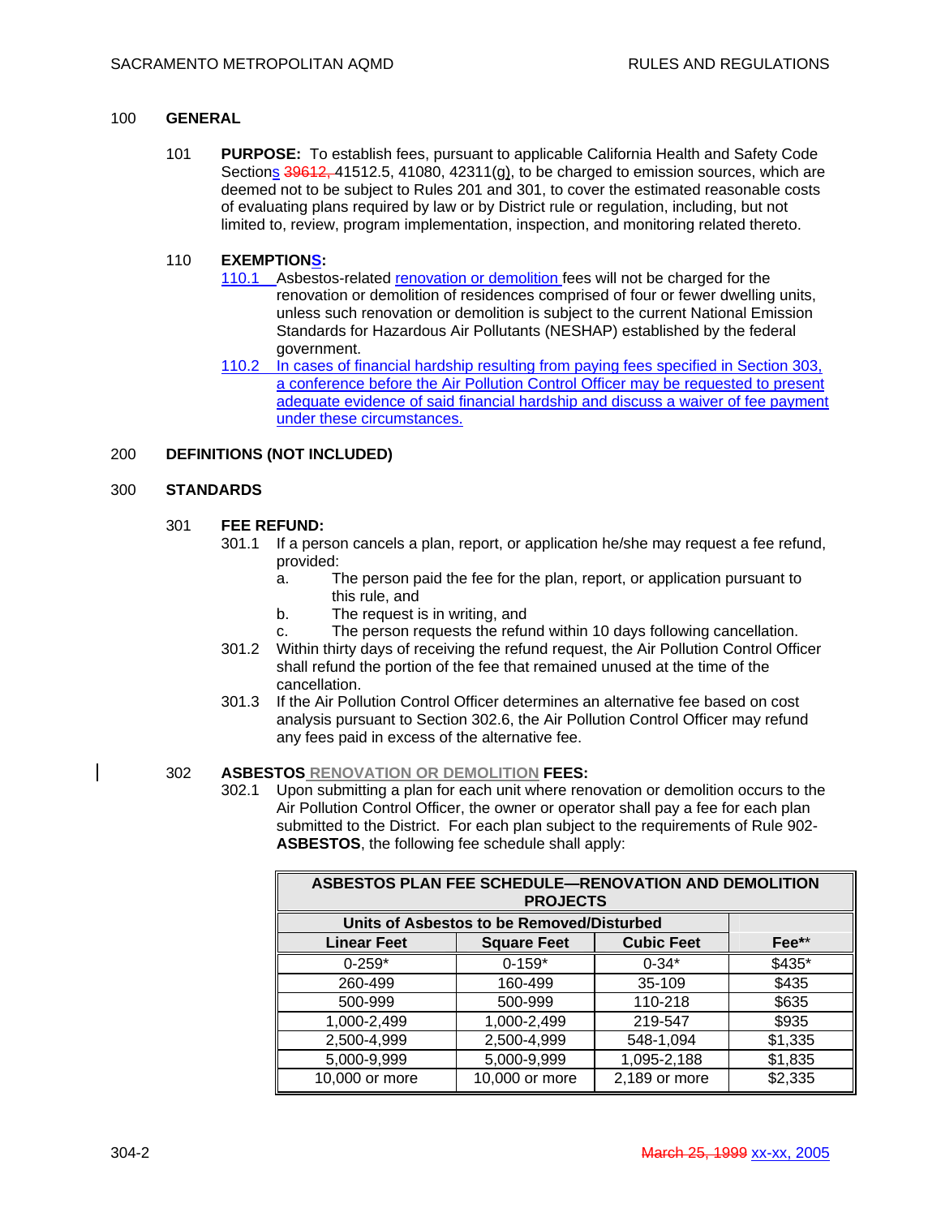## 100 GENERAL

**101 PURPOSE:** To establish fees, pursuant to applicable California Health and Safety Code Sections 39612, 41512.5, 41080, 42311(g), to be charged to emission sources, which are deemed not to be subject to Rules 201 and 301, to cover the estimated reasonable costs of evaluating plans required by law or by District rule or regulation, including, but not limited to, review, program implementation, inspection, and monitoring related thereto.

**110 EXEMPTIONS:**

110.1 Asbestos-related renovation or demolition fees will not be charged for the renovation or demolition of residences comprised of four or fewer dwelling units, unless such renovation or demolition is subject to the current National Emission Standards for Hazardous Air Pollutants (NESHAP) established by the federal government.

110.2 In cases of financial hardship resulting from paying fees specified in Section 303, a conference before the Air Pollution Control Officer may be requested to present adequate evidence of said financial hardship and discuss a waiver of fee payment under these circumstances.

## 200 DEFINITIONS (NOT INCLUDED)

## 300 STANDARDS

**301 FEE REFUND:**

301.1 If a person cancels a plan, report, or application he/she may request a fee refund, provided:

a. The person paid the fee for the plan, report, or application pursuant to this rule, and

b. The request is in writing, and

c. The person requests the refund within 10 days following cancellation.

301.2 Within thirty days of receiving the refund request, the Air Pollution Control Officer shall refund the portion of the fee that remained unused at the time of the cancellation.

301.3 If the Air Pollution Control Officer determines an alternative fee based on cost analysis pursuant to Section 302.6, the Air Pollution Control Officer may refund any fees paid in excess of the alternative fee.

**302 ASBESTOS RENOVATION OR DEMOLITION FEES:**

302.1 Upon submitting a plan for each unit where renovation or demolition occurs to the Air Pollution Control Officer, the owner or operator shall pay a fee for each plan submitted to the District. For each plan subject to the requirements of Rule 902-**ASBESTOS**, the following fee schedule shall apply:

| ASBESTOS PLAN FEE SCHEDULE—RENOVATION AND DEMOLITION PROJECTS | | | |
|---|---|---|---|
| Units of Asbestos to be Removed/Disturbed | | | |
| Linear Feet | Square Feet | Cubic Feet | Fee** |
| 0-259* | 0-159* | 0-34* | $435* |
| 260-499 | 160-499 | 35-109 | $435 |
| 500-999 | 500-999 | 110-218 | $635 |
| 1,000-2,499 | 1,000-2,499 | 219-547 | $935 |
| 2,500-4,999 | 2,500-4,999 | 548-1,094 | $1,335 |
| 5,000-9,999 | 5,000-9,999 | 1,095-2,188 | $1,835 |
| 10,000 or more | 10,000 or more | 2,189 or more | $2,335 |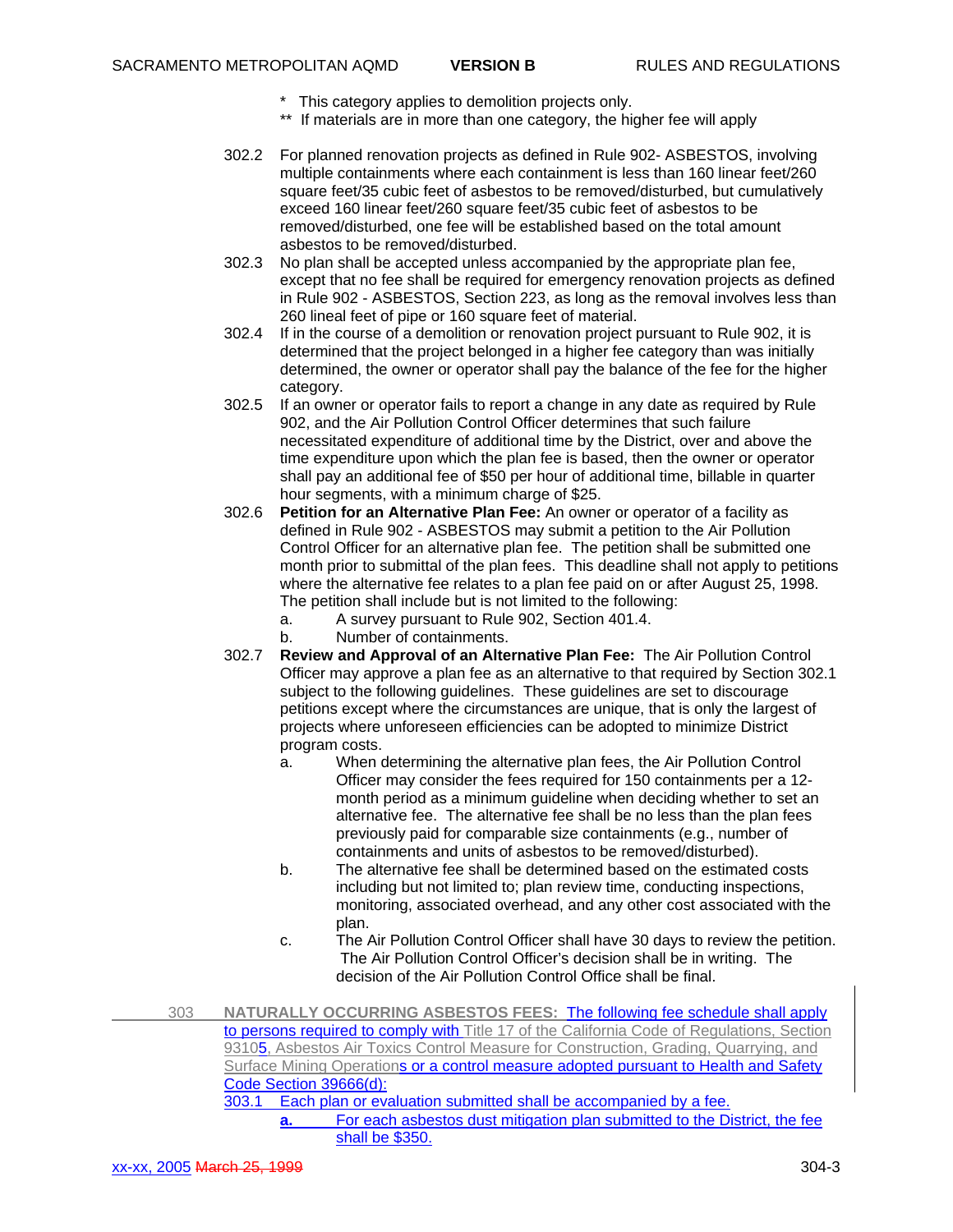\* This category applies to demolition projects only.

\*\* If materials are in more than one category, the higher fee will apply

302.2 For planned renovation projects as defined in Rule 902- ASBESTOS, involving multiple containments where each containment is less than 160 linear feet/260 square feet/35 cubic feet of asbestos to be removed/disturbed, but cumulatively exceed 160 linear feet/260 square feet/35 cubic feet of asbestos to be removed/disturbed, one fee will be established based on the total amount asbestos to be removed/disturbed.

302.3 No plan shall be accepted unless accompanied by the appropriate plan fee, except that no fee shall be required for emergency renovation projects as defined in Rule 902 - ASBESTOS, Section 223, as long as the removal involves less than 260 lineal feet of pipe or 160 square feet of material.

302.4 If in the course of a demolition or renovation project pursuant to Rule 902, it is determined that the project belonged in a higher fee category than was initially determined, the owner or operator shall pay the balance of the fee for the higher category.

302.5 If an owner or operator fails to report a change in any date as required by Rule 902, and the Air Pollution Control Officer determines that such failure necessitated expenditure of additional time by the District, over and above the time expenditure upon which the plan fee is based, then the owner or operator shall pay an additional fee of $50 per hour of additional time, billable in quarter hour segments, with a minimum charge of $25.

302.6 **Petition for an Alternative Plan Fee:** An owner or operator of a facility as defined in Rule 902 - ASBESTOS may submit a petition to the Air Pollution Control Officer for an alternative plan fee. The petition shall be submitted one month prior to submittal of the plan fees. This deadline shall not apply to petitions where the alternative fee relates to a plan fee paid on or after August 25, 1998. The petition shall include but is not limited to the following:

a. A survey pursuant to Rule 902, Section 401.4.

b. Number of containments.

302.7 **Review and Approval of an Alternative Plan Fee:** The Air Pollution Control Officer may approve a plan fee as an alternative to that required by Section 302.1 subject to the following guidelines. These guidelines are set to discourage petitions except where the circumstances are unique, that is only the largest of projects where unforeseen efficiencies can be adopted to minimize District program costs.

a. When determining the alternative plan fees, the Air Pollution Control Officer may consider the fees required for 150 containments per a 12-month period as a minimum guideline when deciding whether to set an alternative fee. The alternative fee shall be no less than the plan fees previously paid for comparable size containments (e.g., number of containments and units of asbestos to be removed/disturbed).

b. The alternative fee shall be determined based on the estimated costs including but not limited to; plan review time, conducting inspections, monitoring, associated overhead, and any other cost associated with the plan.

c. The Air Pollution Control Officer shall have 30 days to review the petition. The Air Pollution Control Officer's decision shall be in writing. The decision of the Air Pollution Control Office shall be final.

303 **NATURALLY OCCURRING ASBESTOS FEES:** The following fee schedule shall apply to persons required to comply with Title 17 of the California Code of Regulations, Section 93105, Asbestos Air Toxics Control Measure for Construction, Grading, Quarrying, and Surface Mining Operations or a control measure adopted pursuant to Health and Safety Code Section 39666(d):

303.1 Each plan or evaluation submitted shall be accompanied by a fee.

**a.** For each asbestos dust mitigation plan submitted to the District, the fee shall be $350.

xx-xx, 2005 ~~March 25, 1999~~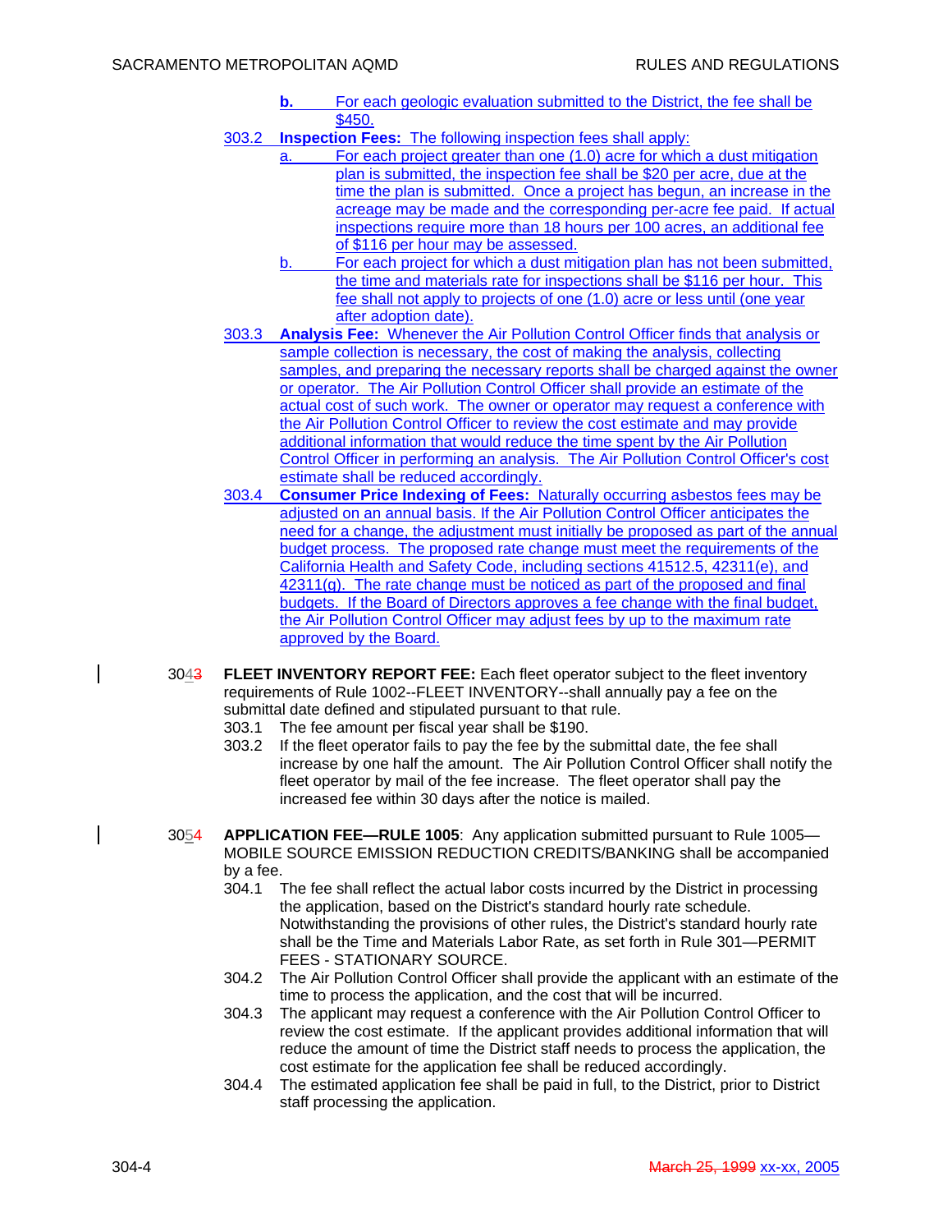b. For each geologic evaluation submitted to the District, the fee shall be $450.

303.2 **Inspection Fees:** The following inspection fees shall apply:

a. For each project greater than one (1.0) acre for which a dust mitigation plan is submitted, the inspection fee shall be $20 per acre, due at the time the plan is submitted. Once a project has begun, an increase in the acreage may be made and the corresponding per-acre fee paid. If actual inspections require more than 18 hours per 100 acres, an additional fee of $116 per hour may be assessed.

b. For each project for which a dust mitigation plan has not been submitted, the time and materials rate for inspections shall be $116 per hour. This fee shall not apply to projects of one (1.0) acre or less until (one year after adoption date).

303.3 **Analysis Fee:** Whenever the Air Pollution Control Officer finds that analysis or sample collection is necessary, the cost of making the analysis, collecting samples, and preparing the necessary reports shall be charged against the owner or operator. The Air Pollution Control Officer shall provide an estimate of the actual cost of such work. The owner or operator may request a conference with the Air Pollution Control Officer to review the cost estimate and may provide additional information that would reduce the time spent by the Air Pollution Control Officer in performing an analysis. The Air Pollution Control Officer's cost estimate shall be reduced accordingly.

303.4 **Consumer Price Indexing of Fees:** Naturally occurring asbestos fees may be adjusted on an annual basis. If the Air Pollution Control Officer anticipates the need for a change, the adjustment must initially be proposed as part of the annual budget process. The proposed rate change must meet the requirements of the California Health and Safety Code, including sections 41512.5, 42311(e), and 42311(g). The rate change must be noticed as part of the proposed and final budgets. If the Board of Directors approves a fee change with the final budget, the Air Pollution Control Officer may adjust fees by up to the maximum rate approved by the Board.

30~~3~~4 **FLEET INVENTORY REPORT FEE:** Each fleet operator subject to the fleet inventory requirements of Rule 1002--FLEET INVENTORY--shall annually pay a fee on the submittal date defined and stipulated pursuant to that rule.

303.1 The fee amount per fiscal year shall be $190.

303.2 If the fleet operator fails to pay the fee by the submittal date, the fee shall increase by one half the amount. The Air Pollution Control Officer shall notify the fleet operator by mail of the fee increase. The fleet operator shall pay the increased fee within 30 days after the notice is mailed.

30~~4~~5 **APPLICATION FEE—RULE 1005**: Any application submitted pursuant to Rule 1005—MOBILE SOURCE EMISSION REDUCTION CREDITS/BANKING shall be accompanied by a fee.

304.1 The fee shall reflect the actual labor costs incurred by the District in processing the application, based on the District's standard hourly rate schedule. Notwithstanding the provisions of other rules, the District's standard hourly rate shall be the Time and Materials Labor Rate, as set forth in Rule 301—PERMIT FEES - STATIONARY SOURCE.

304.2 The Air Pollution Control Officer shall provide the applicant with an estimate of the time to process the application, and the cost that will be incurred.

304.3 The applicant may request a conference with the Air Pollution Control Officer to review the cost estimate. If the applicant provides additional information that will reduce the amount of time the District staff needs to process the application, the cost estimate for the application fee shall be reduced accordingly.

304.4 The estimated application fee shall be paid in full, to the District, prior to District staff processing the application.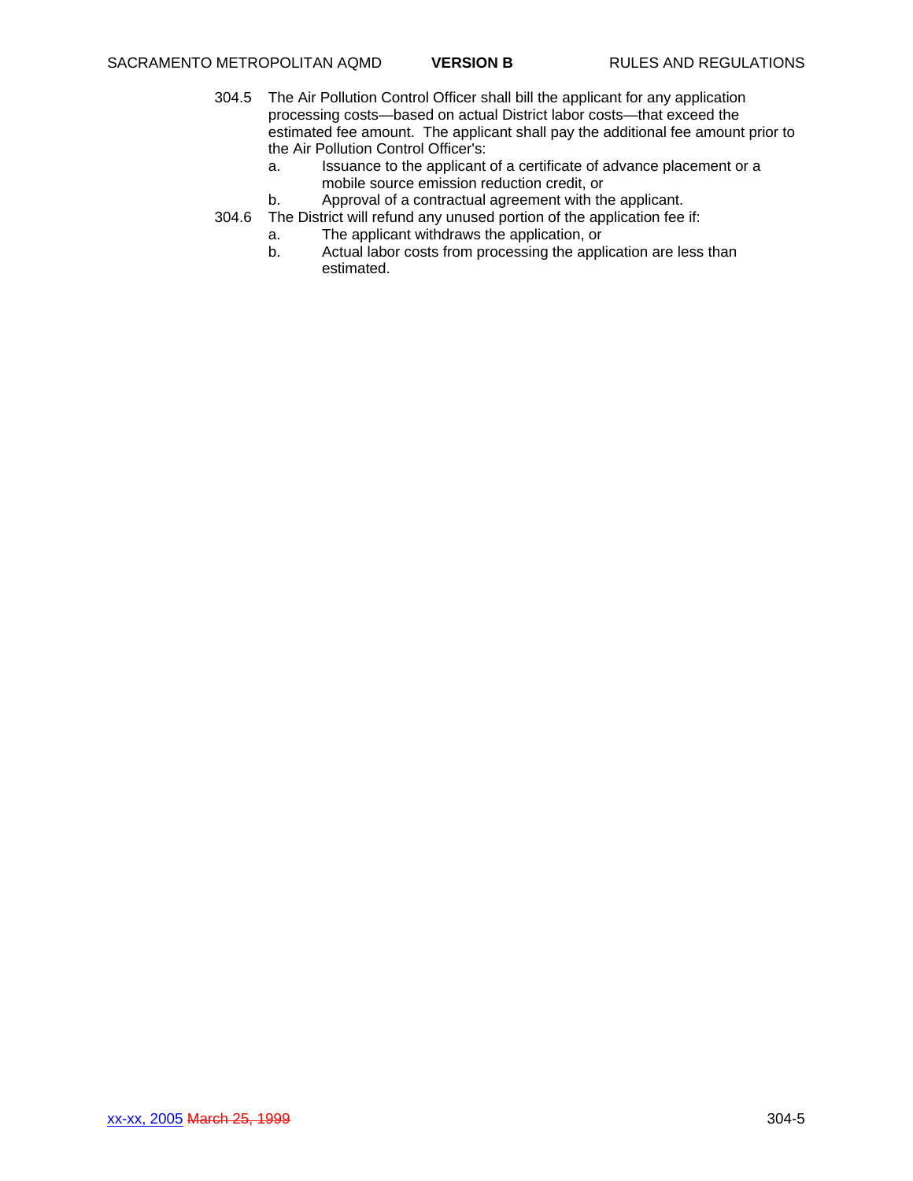304.5 The Air Pollution Control Officer shall bill the applicant for any application processing costs—based on actual District labor costs—that exceed the estimated fee amount. The applicant shall pay the additional fee amount prior to the Air Pollution Control Officer's:

a. Issuance to the applicant of a certificate of advance placement or a mobile source emission reduction credit, or

b. Approval of a contractual agreement with the applicant.

304.6 The District will refund any unused portion of the application fee if:

a. The applicant withdraws the application, or

b. Actual labor costs from processing the application are less than estimated.